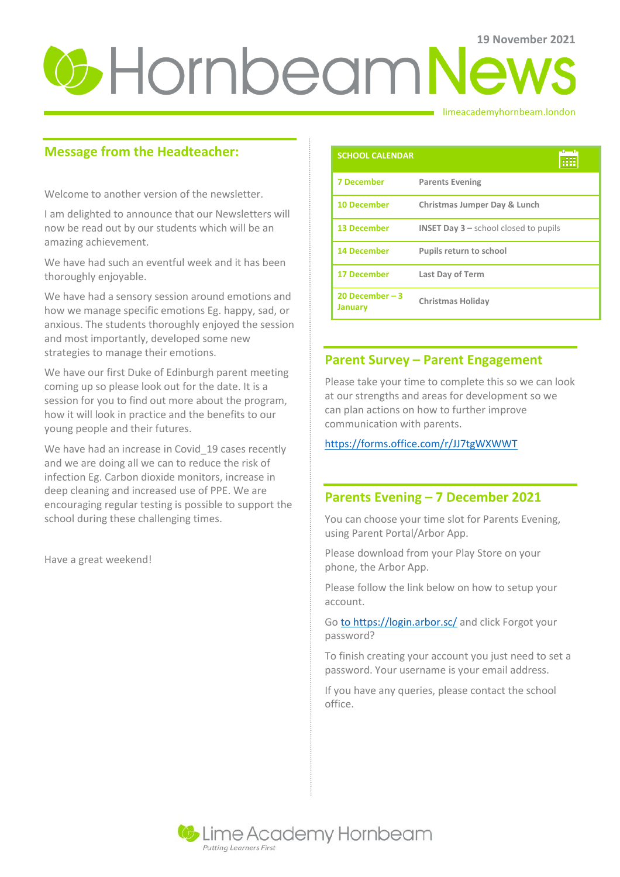19 November 2021

# Hornbeam News

limeacademyhornbeam.london

## Message from the Headteacher:

Welcome to another version of the newsletter.

I am delighted to announce that our Newsletters will now be read out by our students which will be an amazing achievement.

We have had such an eventful week and it has been thoroughly enjoyable.

We have had a sensory session around emotions and how we manage specific emotions Eg. happy, sad, or anxious. The students thoroughly enjoyed the session and most importantly, developed some new strategies to manage their emotions.

We have our first Duke of Edinburgh parent meeting coming up so please look out for the date. It is a session for you to find out more about the program, how it will look in practice and the benefits to our young people and their futures.

We have had an increase in Covid_19 cases recently and we are doing all we can to reduce the risk of infection Eg. Carbon dioxide monitors, increase in deep cleaning and increased use of PPE. We are encouraging regular testing is possible to support the school during these challenging times.

Have a great weekend!

| SCHOOL CALENDAR | |
| --- | --- |
| **7 December** | **Parents Evening** |
| **10 December** | **Christmas Jumper Day & Lunch** |
| **13 December** | **INSET Day 3 –** school closed to pupils |
| **14 December** | **Pupils return to school** |
| **17 December** | **Last Day of Term** |
| **20 December – 3 January** | **Christmas Holiday** |

## Parent Survey – Parent Engagement

Please take your time to complete this so we can look at our strengths and areas for development so we can plan actions on how to further improve communication with parents.

https://forms.office.com/r/JJ7tgWXWWT

## Parents Evening – 7 December 2021

You can choose your time slot for Parents Evening, using Parent Portal/Arbor App.

Please download from your Play Store on your phone, the Arbor App.

Please follow the link below on how to setup your account.

Go to https://login.arbor.sc/ and click Forgot your password?

To finish creating your account you just need to set a password. Your username is your email address.

If you have any queries, please contact the school office.

Lime Academy Hornbeam
*Putting Learners First*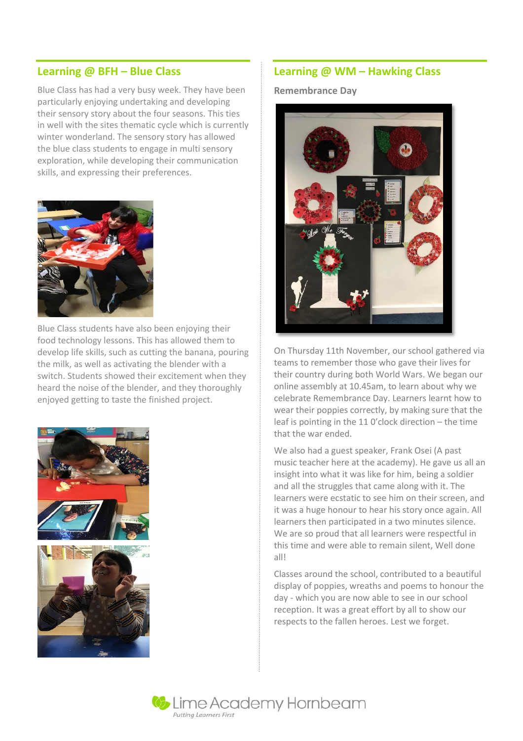## Learning @ BFH – Blue Class

Blue Class has had a very busy week. They have been particularly enjoying undertaking and developing their sensory story about the four seasons. This ties in well with the sites thematic cycle which is currently winter wonderland. The sensory story has allowed the blue class students to engage in multi sensory exploration, while developing their communication skills, and expressing their preferences.

Blue Class students have also been enjoying their food technology lessons. This has allowed them to develop life skills, such as cutting the banana, pouring the milk, as well as activating the blender with a switch. Students showed their excitement when they heard the noise of the blender, and they thoroughly enjoyed getting to taste the finished project.

## Learning @ WM – Hawking Class

### Remembrance Day

On Thursday 11th November, our school gathered via teams to remember those who gave their lives for their country during both World Wars. We began our online assembly at 10.45am, to learn about why we celebrate Remembrance Day. Learners learnt how to wear their poppies correctly, by making sure that the leaf is pointing in the 11 0'clock direction – the time that the war ended.

We also had a guest speaker, Frank Osei (A past music teacher here at the academy). He gave us all an insight into what it was like for him, being a soldier and all the struggles that came along with it. The learners were ecstatic to see him on their screen, and it was a huge honour to hear his story once again. All learners then participated in a two minutes silence. We are so proud that all learners were respectful in this time and were able to remain silent, Well done all!

Classes around the school, contributed to a beautiful display of poppies, wreaths and poems to honour the day - which you are now able to see in our school reception. It was a great effort by all to show our respects to the fallen heroes. Lest we forget.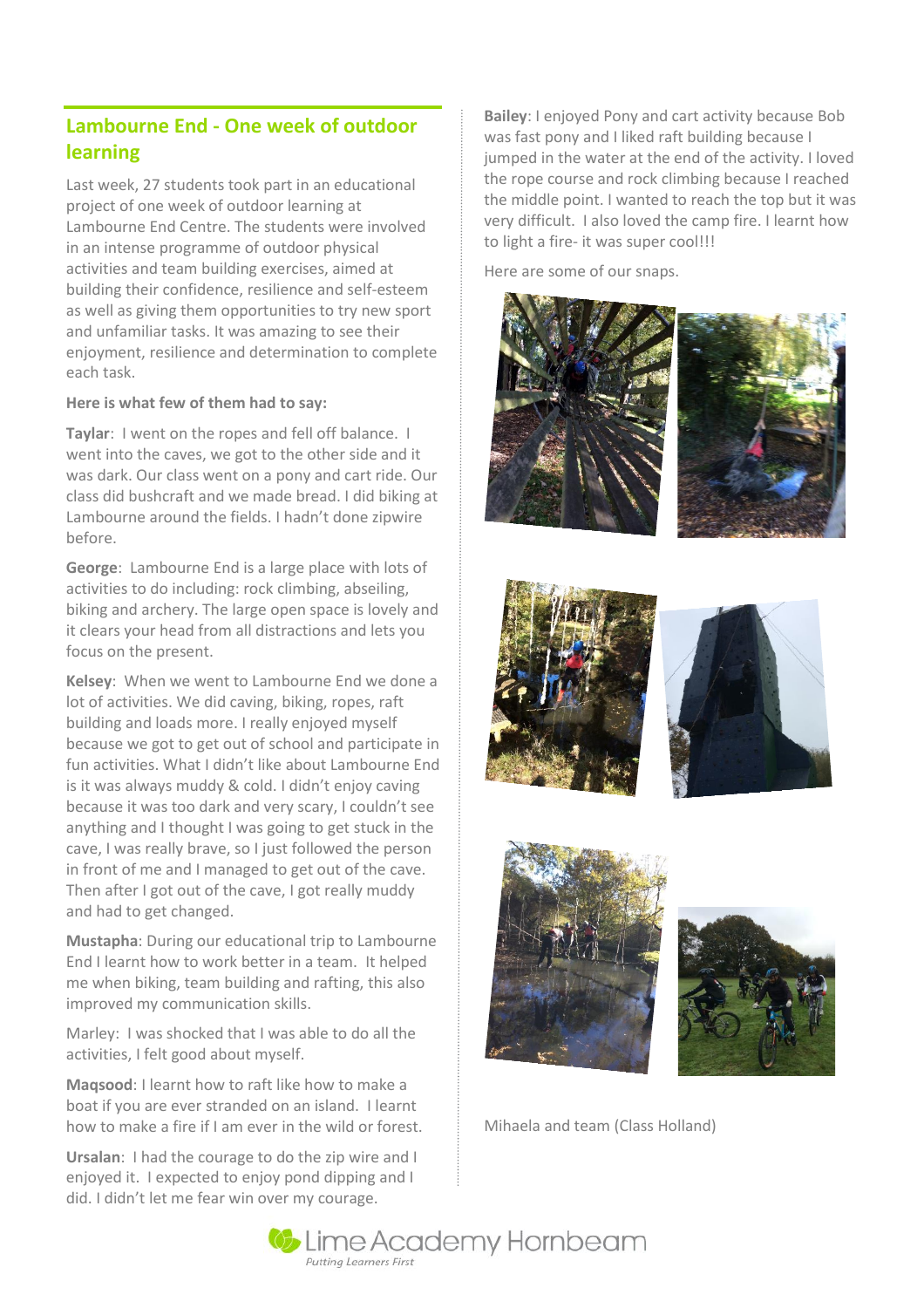## Lambourne End - One week of outdoor learning

Last week, 27 students took part in an educational project of one week of outdoor learning at Lambourne End Centre. The students were involved in an intense programme of outdoor physical activities and team building exercises, aimed at building their confidence, resilience and self-esteem as well as giving them opportunities to try new sport and unfamiliar tasks. It was amazing to see their enjoyment, resilience and determination to complete each task.

**Here is what few of them had to say:**

**Taylar**: I went on the ropes and fell off balance. I went into the caves, we got to the other side and it was dark. Our class went on a pony and cart ride. Our class did bushcraft and we made bread. I did biking at Lambourne around the fields. I hadn't done zipwire before.

**George**: Lambourne End is a large place with lots of activities to do including: rock climbing, abseiling, biking and archery. The large open space is lovely and it clears your head from all distractions and lets you focus on the present.

**Kelsey**: When we went to Lambourne End we done a lot of activities. We did caving, biking, ropes, raft building and loads more. I really enjoyed myself because we got to get out of school and participate in fun activities. What I didn't like about Lambourne End is it was always muddy & cold. I didn't enjoy caving because it was too dark and very scary, I couldn't see anything and I thought I was going to get stuck in the cave, I was really brave, so I just followed the person in front of me and I managed to get out of the cave. Then after I got out of the cave, I got really muddy and had to get changed.

**Mustapha**: During our educational trip to Lambourne End I learnt how to work better in a team. It helped me when biking, team building and rafting, this also improved my communication skills.

Marley: I was shocked that I was able to do all the activities, I felt good about myself.

**Maqsood**: I learnt how to raft like how to make a boat if you are ever stranded on an island. I learnt how to make a fire if I am ever in the wild or forest.

**Ursalan**: I had the courage to do the zip wire and I enjoyed it. I expected to enjoy pond dipping and I did. I didn't let me fear win over my courage.

**Bailey**: I enjoyed Pony and cart activity because Bob was fast pony and I liked raft building because I jumped in the water at the end of the activity. I loved the rope course and rock climbing because I reached the middle point. I wanted to reach the top but it was very difficult. I also loved the camp fire. I learnt how to light a fire- it was super cool!!!

Here are some of our snaps.

Mihaela and team (Class Holland)